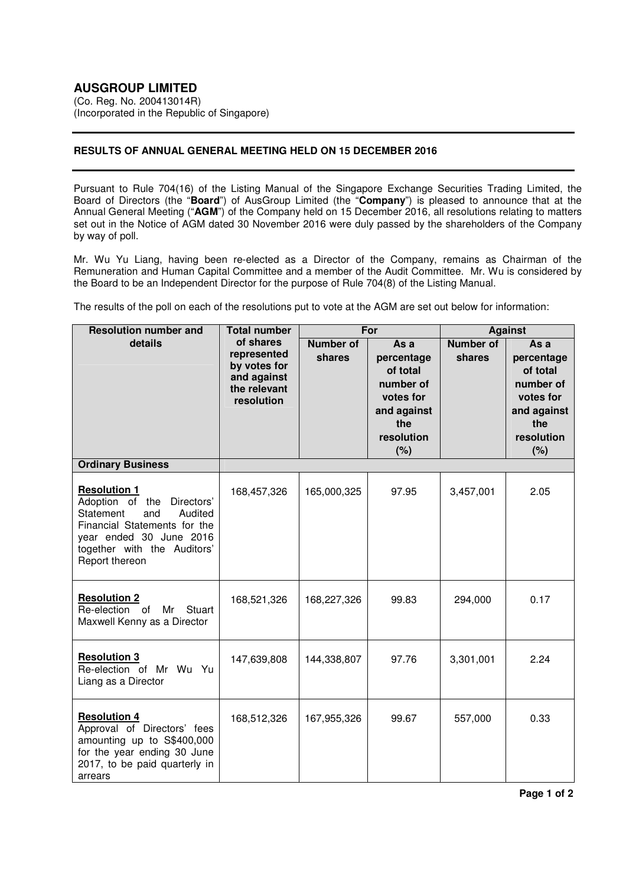# AUSGROUP LIMITED

(Co. Reg. No. 200413014R)
(Incorporated in the Republic of Singapore)

## RESULTS OF ANNUAL GENERAL MEETING HELD ON 15 DECEMBER 2016

Pursuant to Rule 704(16) of the Listing Manual of the Singapore Exchange Securities Trading Limited, the Board of Directors (the "**Board**") of AusGroup Limited (the "**Company**") is pleased to announce that at the Annual General Meeting ("**AGM**") of the Company held on 15 December 2016, all resolutions relating to matters set out in the Notice of AGM dated 30 November 2016 were duly passed by the shareholders of the Company by way of poll.

Mr. Wu Yu Liang, having been re-elected as a Director of the Company, remains as Chairman of the Remuneration and Human Capital Committee and a member of the Audit Committee. Mr. Wu is considered by the Board to be an Independent Director for the purpose of Rule 704(8) of the Listing Manual.

The results of the poll on each of the resolutions put to vote at the AGM are set out below for information:

| Resolution number and details | Total number of shares represented by votes for and against the relevant resolution | For | | Against | |
|---|---|---|---|---|---|
| | | Number of shares | As a percentage of total number of votes for and against the resolution (%) | Number of shares | As a percentage of total number of votes for and against the resolution (%) |
| **Ordinary Business** | | | | | |
| **Resolution 1** Adoption of the Directors' Statement and Audited Financial Statements for the year ended 30 June 2016 together with the Auditors' Report thereon | 168,457,326 | 165,000,325 | 97.95 | 3,457,001 | 2.05 |
| **Resolution 2** Re-election of Mr Stuart Maxwell Kenny as a Director | 168,521,326 | 168,227,326 | 99.83 | 294,000 | 0.17 |
| **Resolution 3** Re-election of Mr Wu Yu Liang as a Director | 147,639,808 | 144,338,807 | 97.76 | 3,301,001 | 2.24 |
| **Resolution 4** Approval of Directors' fees amounting up to S$400,000 for the year ending 30 June 2017, to be paid quarterly in arrears | 168,512,326 | 167,955,326 | 99.67 | 557,000 | 0.33 |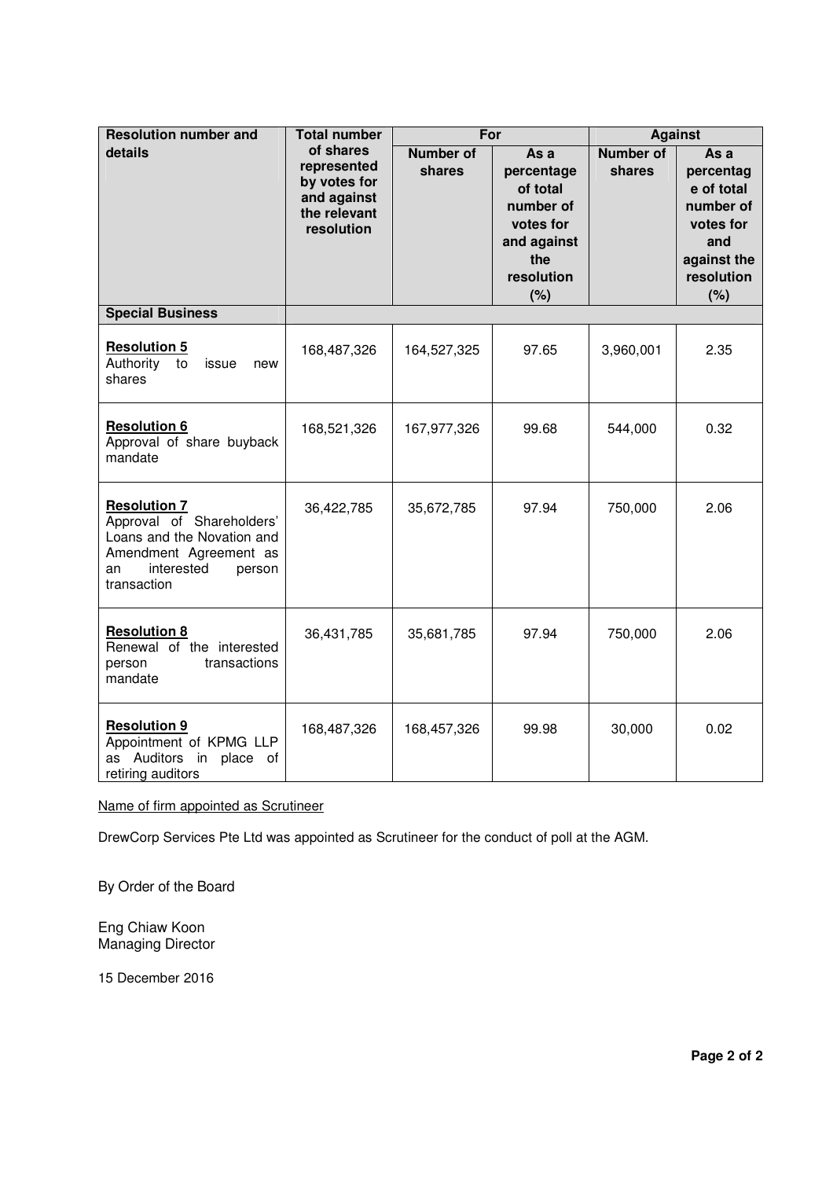| Resolution number and details | Total number of shares represented by votes for and against the relevant resolution | For | | Against | |
|---|---|---|---|---|---|
| | | Number of shares | As a percentage of total number of votes for and against the resolution (%) | Number of shares | As a percentage of total number of votes for and against the resolution (%) |
| **Special Business** | | | | | |
| **Resolution 5** Authority to issue new shares | 168,487,326 | 164,527,325 | 97.65 | 3,960,001 | 2.35 |
| **Resolution 6** Approval of share buyback mandate | 168,521,326 | 167,977,326 | 99.68 | 544,000 | 0.32 |
| **Resolution 7** Approval of Shareholders' Loans and the Novation and Amendment Agreement as an interested person transaction | 36,422,785 | 35,672,785 | 97.94 | 750,000 | 2.06 |
| **Resolution 8** Renewal of the interested person transactions mandate | 36,431,785 | 35,681,785 | 97.94 | 750,000 | 2.06 |
| **Resolution 9** Appointment of KPMG LLP as Auditors in place of retiring auditors | 168,487,326 | 168,457,326 | 99.98 | 30,000 | 0.02 |

Name of firm appointed as Scrutineer

DrewCorp Services Pte Ltd was appointed as Scrutineer for the conduct of poll at the AGM.

By Order of the Board

Eng Chiaw Koon
Managing Director

15 December 2016